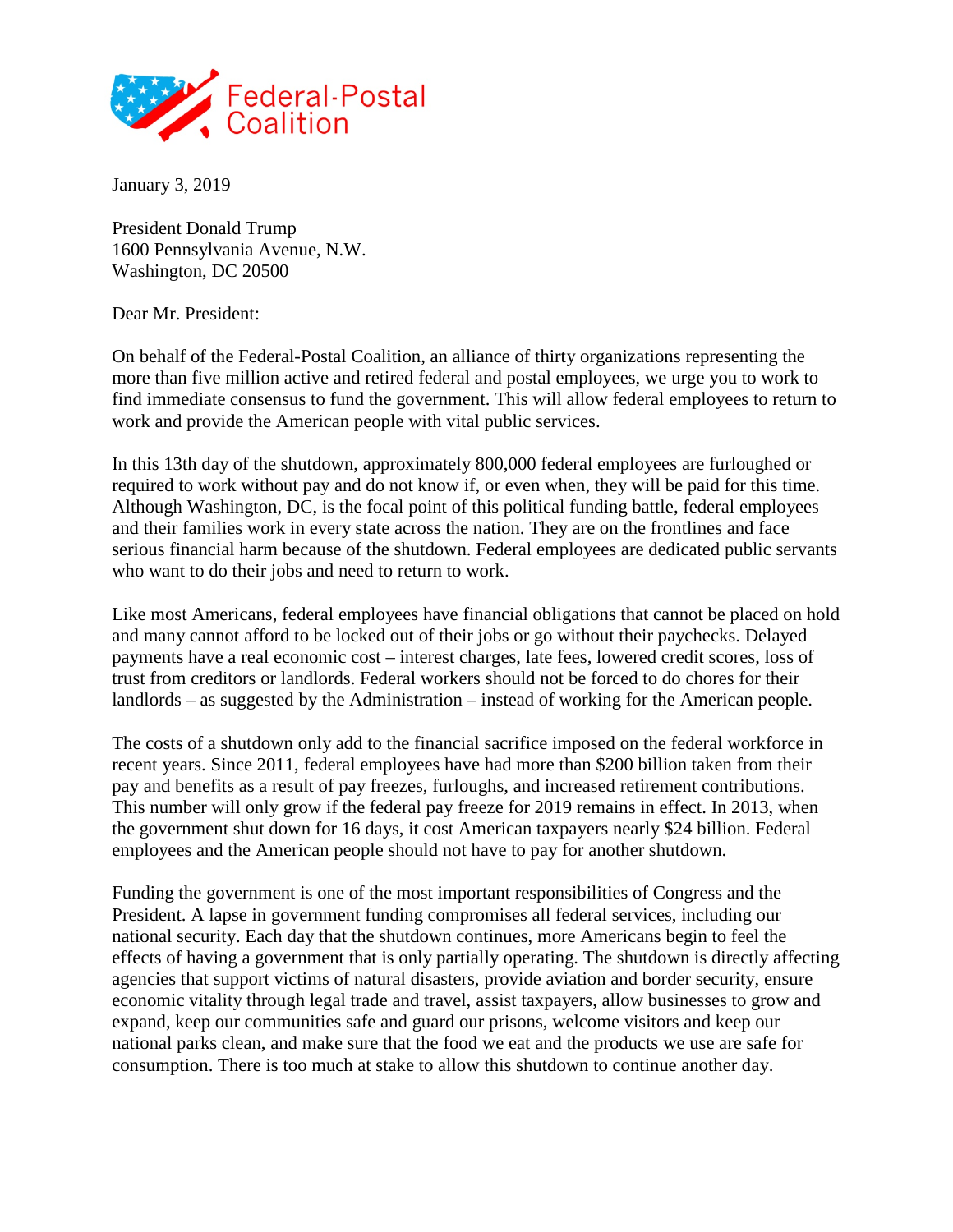Federal-Postal Coalition

January 3, 2019

President Donald Trump
1600 Pennsylvania Avenue, N.W.
Washington, DC 20500

Dear Mr. President:

On behalf of the Federal-Postal Coalition, an alliance of thirty organizations representing the more than five million active and retired federal and postal employees, we urge you to work to find immediate consensus to fund the government. This will allow federal employees to return to work and provide the American people with vital public services.

In this 13th day of the shutdown, approximately 800,000 federal employees are furloughed or required to work without pay and do not know if, or even when, they will be paid for this time. Although Washington, DC, is the focal point of this political funding battle, federal employees and their families work in every state across the nation. They are on the frontlines and face serious financial harm because of the shutdown. Federal employees are dedicated public servants who want to do their jobs and need to return to work.

Like most Americans, federal employees have financial obligations that cannot be placed on hold and many cannot afford to be locked out of their jobs or go without their paychecks. Delayed payments have a real economic cost – interest charges, late fees, lowered credit scores, loss of trust from creditors or landlords. Federal workers should not be forced to do chores for their landlords – as suggested by the Administration – instead of working for the American people.

The costs of a shutdown only add to the financial sacrifice imposed on the federal workforce in recent years. Since 2011, federal employees have had more than $200 billion taken from their pay and benefits as a result of pay freezes, furloughs, and increased retirement contributions. This number will only grow if the federal pay freeze for 2019 remains in effect. In 2013, when the government shut down for 16 days, it cost American taxpayers nearly $24 billion. Federal employees and the American people should not have to pay for another shutdown.

Funding the government is one of the most important responsibilities of Congress and the President. A lapse in government funding compromises all federal services, including our national security. Each day that the shutdown continues, more Americans begin to feel the effects of having a government that is only partially operating. The shutdown is directly affecting agencies that support victims of natural disasters, provide aviation and border security, ensure economic vitality through legal trade and travel, assist taxpayers, allow businesses to grow and expand, keep our communities safe and guard our prisons, welcome visitors and keep our national parks clean, and make sure that the food we eat and the products we use are safe for consumption. There is too much at stake to allow this shutdown to continue another day.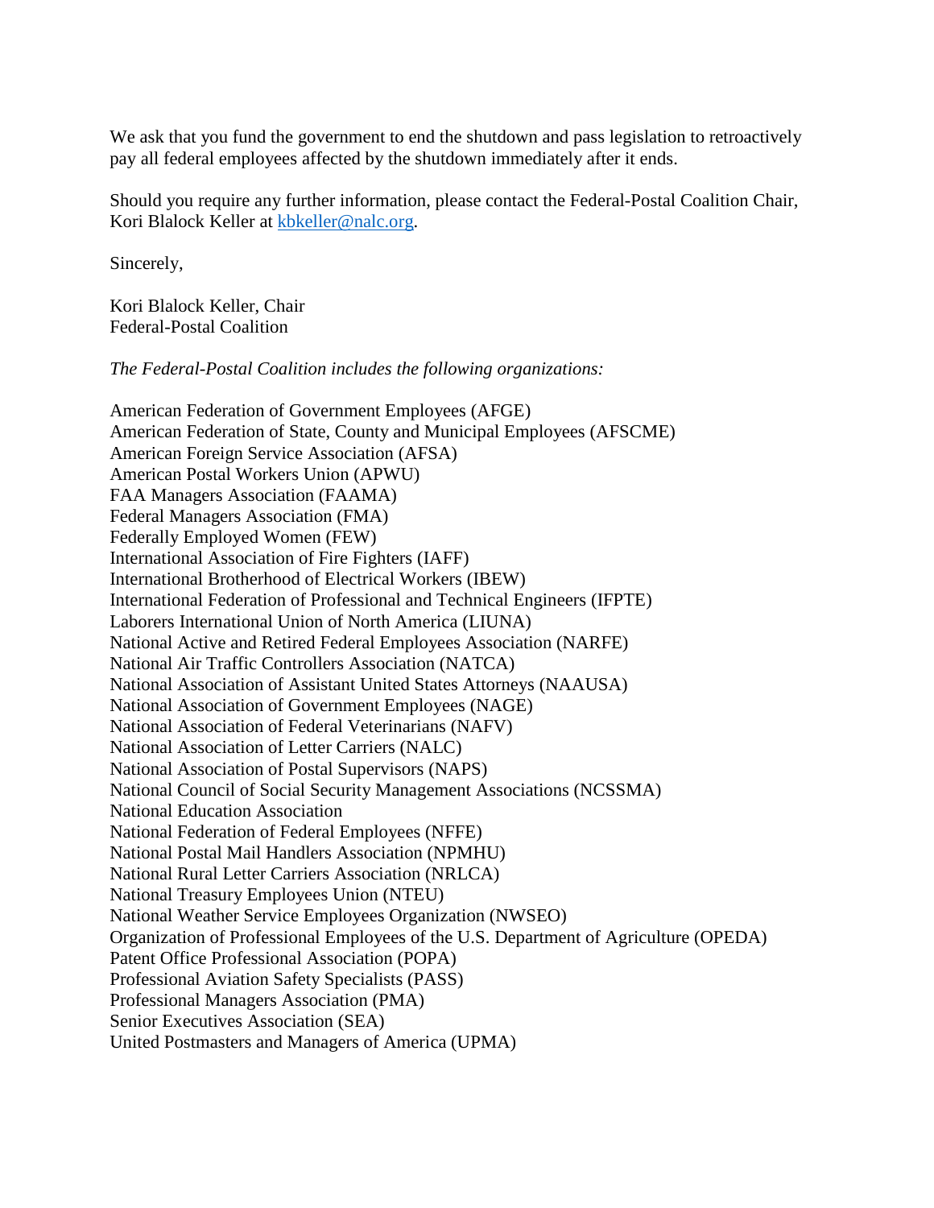We ask that you fund the government to end the shutdown and pass legislation to retroactively pay all federal employees affected by the shutdown immediately after it ends.

Should you require any further information, please contact the Federal-Postal Coalition Chair, Kori Blalock Keller at kbkeller@nalc.org.

Sincerely,

Kori Blalock Keller, Chair
Federal-Postal Coalition

*The Federal-Postal Coalition includes the following organizations:*

American Federation of Government Employees (AFGE)
American Federation of State, County and Municipal Employees (AFSCME)
American Foreign Service Association (AFSA)
American Postal Workers Union (APWU)
FAA Managers Association (FAAMA)
Federal Managers Association (FMA)
Federally Employed Women (FEW)
International Association of Fire Fighters (IAFF)
International Brotherhood of Electrical Workers (IBEW)
International Federation of Professional and Technical Engineers (IFPTE)
Laborers International Union of North America (LIUNA)
National Active and Retired Federal Employees Association (NARFE)
National Air Traffic Controllers Association (NATCA)
National Association of Assistant United States Attorneys (NAAUSA)
National Association of Government Employees (NAGE)
National Association of Federal Veterinarians (NAFV)
National Association of Letter Carriers (NALC)
National Association of Postal Supervisors (NAPS)
National Council of Social Security Management Associations (NCSSMA)
National Education Association
National Federation of Federal Employees (NFFE)
National Postal Mail Handlers Association (NPMHU)
National Rural Letter Carriers Association (NRLCA)
National Treasury Employees Union (NTEU)
National Weather Service Employees Organization (NWSEO)
Organization of Professional Employees of the U.S. Department of Agriculture (OPEDA)
Patent Office Professional Association (POPA)
Professional Aviation Safety Specialists (PASS)
Professional Managers Association (PMA)
Senior Executives Association (SEA)
United Postmasters and Managers of America (UPMA)